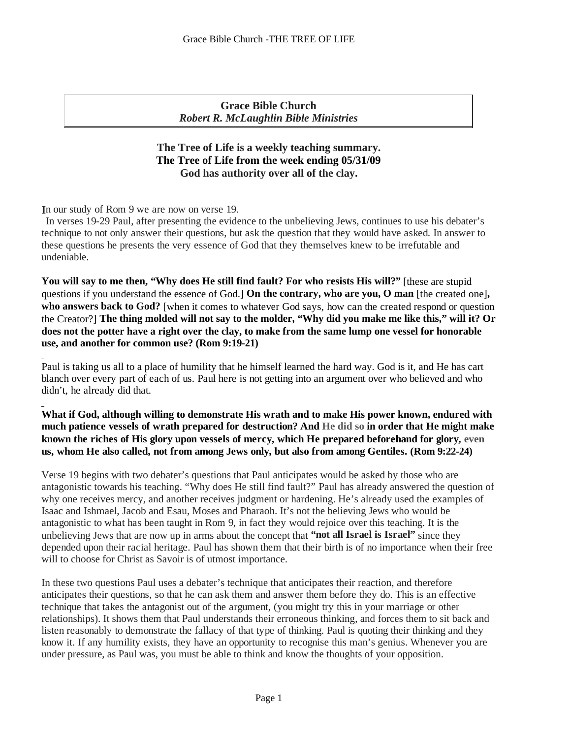**Grace Bible Church**
***Robert R. McLaughlin Bible Ministries***

**The Tree of Life is a weekly teaching summary.**
**The Tree of Life from the week ending 05/31/09**
**God has authority over all of the clay.**

**I**n our study of Rom 9 we are now on verse 19.

In verses 19-29 Paul, after presenting the evidence to the unbelieving Jews, continues to use his debater's technique to not only answer their questions, but ask the question that they would have asked. In answer to these questions he presents the very essence of God that they themselves knew to be irrefutable and undeniable.

**You will say to me then, "Why does He still find fault? For who resists His will?"** [these are stupid questions if you understand the essence of God.] **On the contrary, who are you, O man** [the created one]**, who answers back to God?** [when it comes to whatever God says, how can the created respond or question the Creator?] **The thing molded will not say to the molder, "Why did you make me like this," will it? Or does not the potter have a right over the clay, to make from the same lump one vessel for honorable use, and another for common use? (Rom 9:19-21)**

Paul is taking us all to a place of humility that he himself learned the hard way. God is it, and He has cart blanch over every part of each of us. Paul here is not getting into an argument over who believed and who didn't, he already did that.

**What if God, although willing to demonstrate His wrath and to make His power known, endured with much patience vessels of wrath prepared for destruction? And He did so in order that He might make known the riches of His glory upon vessels of mercy, which He prepared beforehand for glory, even us, whom He also called, not from among Jews only, but also from among Gentiles. (Rom 9:22-24)**

Verse 19 begins with two debater's questions that Paul anticipates would be asked by those who are antagonistic towards his teaching. "Why does He still find fault?" Paul has already answered the question of why one receives mercy, and another receives judgment or hardening. He's already used the examples of Isaac and Ishmael, Jacob and Esau, Moses and Pharaoh. It's not the believing Jews who would be antagonistic to what has been taught in Rom 9, in fact they would rejoice over this teaching. It is the unbelieving Jews that are now up in arms about the concept that **"not all Israel is Israel"** since they depended upon their racial heritage. Paul has shown them that their birth is of no importance when their free will to choose for Christ as Savoir is of utmost importance.

In these two questions Paul uses a debater's technique that anticipates their reaction, and therefore anticipates their questions, so that he can ask them and answer them before they do. This is an effective technique that takes the antagonist out of the argument, (you might try this in your marriage or other relationships). It shows them that Paul understands their erroneous thinking, and forces them to sit back and listen reasonably to demonstrate the fallacy of that type of thinking. Paul is quoting their thinking and they know it. If any humility exists, they have an opportunity to recognise this man's genius. Whenever you are under pressure, as Paul was, you must be able to think and know the thoughts of your opposition.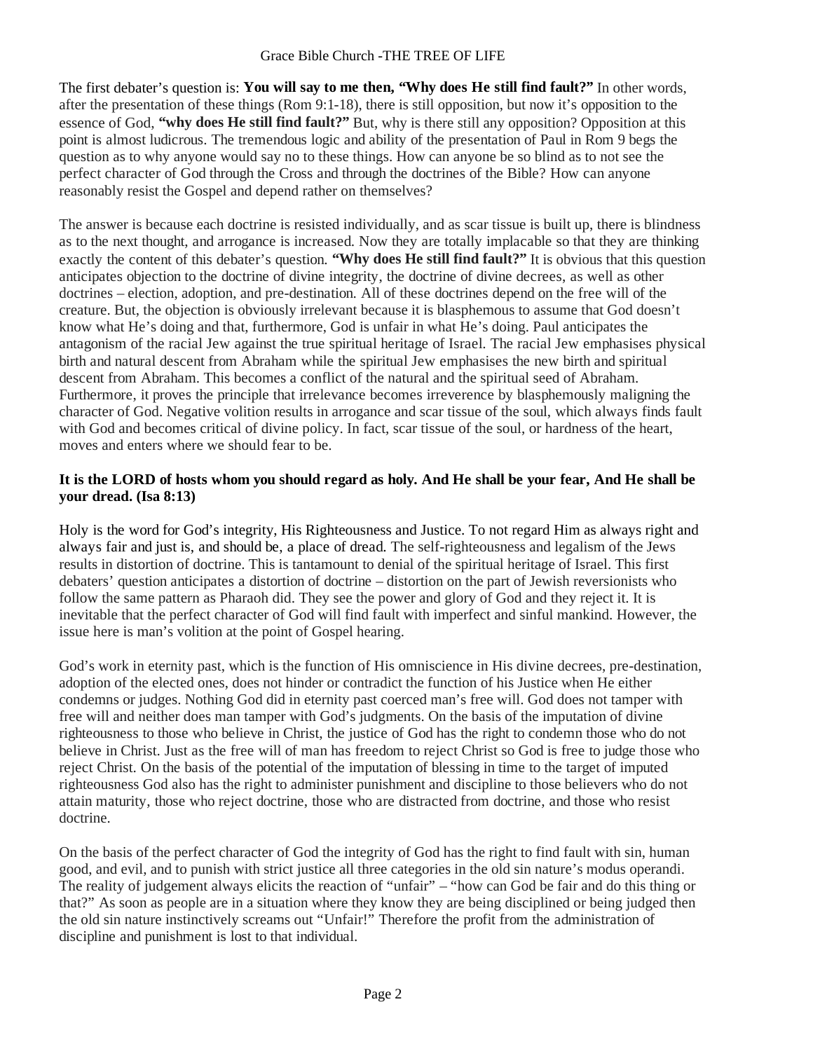The first debater's question is: **You will say to me then, "Why does He still find fault?"** In other words, after the presentation of these things (Rom 9:1-18), there is still opposition, but now it's opposition to the essence of God, **"why does He still find fault?"** But, why is there still any opposition? Opposition at this point is almost ludicrous. The tremendous logic and ability of the presentation of Paul in Rom 9 begs the question as to why anyone would say no to these things. How can anyone be so blind as to not see the perfect character of God through the Cross and through the doctrines of the Bible? How can anyone reasonably resist the Gospel and depend rather on themselves?

The answer is because each doctrine is resisted individually, and as scar tissue is built up, there is blindness as to the next thought, and arrogance is increased. Now they are totally implacable so that they are thinking exactly the content of this debater's question. **"Why does He still find fault?"** It is obvious that this question anticipates objection to the doctrine of divine integrity, the doctrine of divine decrees, as well as other doctrines – election, adoption, and pre-destination. All of these doctrines depend on the free will of the creature. But, the objection is obviously irrelevant because it is blasphemous to assume that God doesn't know what He's doing and that, furthermore, God is unfair in what He's doing. Paul anticipates the antagonism of the racial Jew against the true spiritual heritage of Israel. The racial Jew emphasises physical birth and natural descent from Abraham while the spiritual Jew emphasises the new birth and spiritual descent from Abraham. This becomes a conflict of the natural and the spiritual seed of Abraham. Furthermore, it proves the principle that irrelevance becomes irreverence by blasphemously maligning the character of God. Negative volition results in arrogance and scar tissue of the soul, which always finds fault with God and becomes critical of divine policy. In fact, scar tissue of the soul, or hardness of the heart, moves and enters where we should fear to be.

**It is the LORD of hosts whom you should regard as holy. And He shall be your fear, And He shall be your dread. (Isa 8:13)**

Holy is the word for God's integrity, His Righteousness and Justice. To not regard Him as always right and always fair and just is, and should be, a place of dread. The self-righteousness and legalism of the Jews results in distortion of doctrine. This is tantamount to denial of the spiritual heritage of Israel. This first debaters' question anticipates a distortion of doctrine – distortion on the part of Jewish reversionists who follow the same pattern as Pharaoh did. They see the power and glory of God and they reject it. It is inevitable that the perfect character of God will find fault with imperfect and sinful mankind. However, the issue here is man's volition at the point of Gospel hearing.

God's work in eternity past, which is the function of His omniscience in His divine decrees, pre-destination, adoption of the elected ones, does not hinder or contradict the function of his Justice when He either condemns or judges. Nothing God did in eternity past coerced man's free will. God does not tamper with free will and neither does man tamper with God's judgments. On the basis of the imputation of divine righteousness to those who believe in Christ, the justice of God has the right to condemn those who do not believe in Christ. Just as the free will of man has freedom to reject Christ so God is free to judge those who reject Christ. On the basis of the potential of the imputation of blessing in time to the target of imputed righteousness God also has the right to administer punishment and discipline to those believers who do not attain maturity, those who reject doctrine, those who are distracted from doctrine, and those who resist doctrine.

On the basis of the perfect character of God the integrity of God has the right to find fault with sin, human good, and evil, and to punish with strict justice all three categories in the old sin nature's modus operandi. The reality of judgement always elicits the reaction of "unfair" – "how can God be fair and do this thing or that?" As soon as people are in a situation where they know they are being disciplined or being judged then the old sin nature instinctively screams out "Unfair!" Therefore the profit from the administration of discipline and punishment is lost to that individual.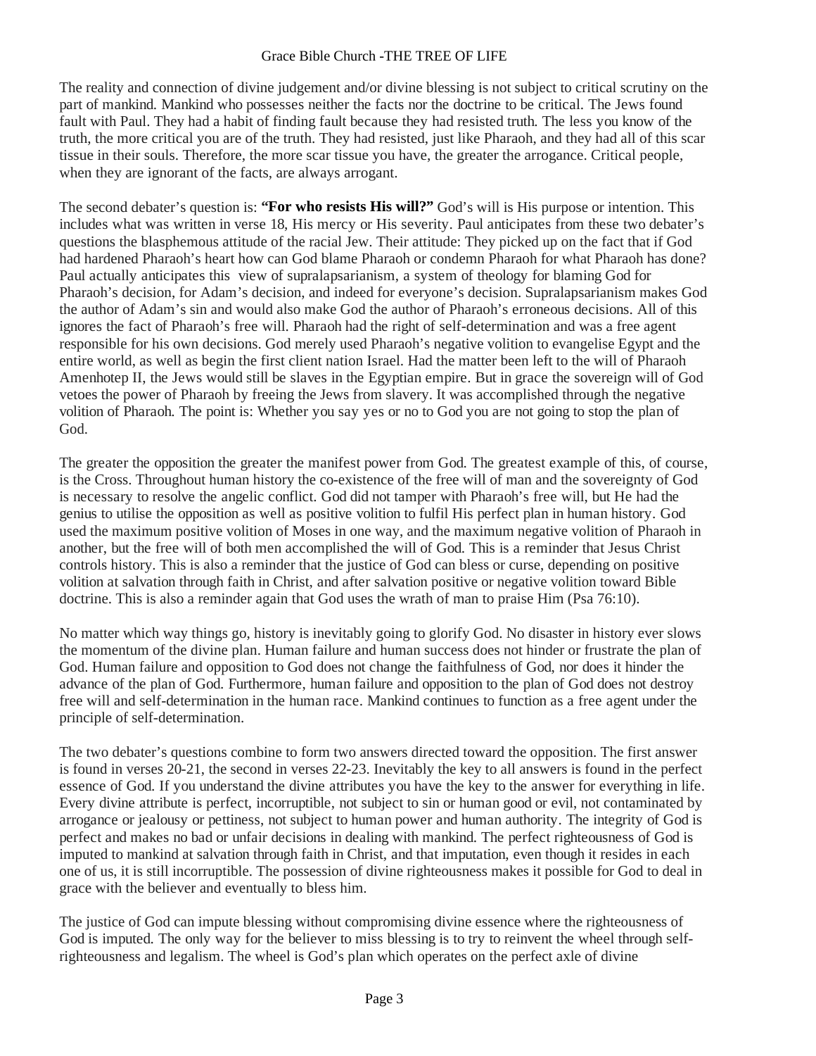The reality and connection of divine judgement and/or divine blessing is not subject to critical scrutiny on the part of mankind. Mankind who possesses neither the facts nor the doctrine to be critical. The Jews found fault with Paul. They had a habit of finding fault because they had resisted truth. The less you know of the truth, the more critical you are of the truth. They had resisted, just like Pharaoh, and they had all of this scar tissue in their souls. Therefore, the more scar tissue you have, the greater the arrogance. Critical people, when they are ignorant of the facts, are always arrogant.

The second debater's question is: **"For who resists His will?"** God's will is His purpose or intention. This includes what was written in verse 18, His mercy or His severity. Paul anticipates from these two debater's questions the blasphemous attitude of the racial Jew. Their attitude: They picked up on the fact that if God had hardened Pharaoh's heart how can God blame Pharaoh or condemn Pharaoh for what Pharaoh has done? Paul actually anticipates this view of supralapsarianism, a system of theology for blaming God for Pharaoh's decision, for Adam's decision, and indeed for everyone's decision. Supralapsarianism makes God the author of Adam's sin and would also make God the author of Pharaoh's erroneous decisions. All of this ignores the fact of Pharaoh's free will. Pharaoh had the right of self-determination and was a free agent responsible for his own decisions. God merely used Pharaoh's negative volition to evangelise Egypt and the entire world, as well as begin the first client nation Israel. Had the matter been left to the will of Pharaoh Amenhotep II, the Jews would still be slaves in the Egyptian empire. But in grace the sovereign will of God vetoes the power of Pharaoh by freeing the Jews from slavery. It was accomplished through the negative volition of Pharaoh. The point is: Whether you say yes or no to God you are not going to stop the plan of God.

The greater the opposition the greater the manifest power from God. The greatest example of this, of course, is the Cross. Throughout human history the co-existence of the free will of man and the sovereignty of God is necessary to resolve the angelic conflict. God did not tamper with Pharaoh's free will, but He had the genius to utilise the opposition as well as positive volition to fulfil His perfect plan in human history. God used the maximum positive volition of Moses in one way, and the maximum negative volition of Pharaoh in another, but the free will of both men accomplished the will of God. This is a reminder that Jesus Christ controls history. This is also a reminder that the justice of God can bless or curse, depending on positive volition at salvation through faith in Christ, and after salvation positive or negative volition toward Bible doctrine. This is also a reminder again that God uses the wrath of man to praise Him (Psa 76:10).

No matter which way things go, history is inevitably going to glorify God. No disaster in history ever slows the momentum of the divine plan. Human failure and human success does not hinder or frustrate the plan of God. Human failure and opposition to God does not change the faithfulness of God, nor does it hinder the advance of the plan of God. Furthermore, human failure and opposition to the plan of God does not destroy free will and self-determination in the human race. Mankind continues to function as a free agent under the principle of self-determination.

The two debater's questions combine to form two answers directed toward the opposition. The first answer is found in verses 20-21, the second in verses 22-23. Inevitably the key to all answers is found in the perfect essence of God. If you understand the divine attributes you have the key to the answer for everything in life. Every divine attribute is perfect, incorruptible, not subject to sin or human good or evil, not contaminated by arrogance or jealousy or pettiness, not subject to human power and human authority. The integrity of God is perfect and makes no bad or unfair decisions in dealing with mankind. The perfect righteousness of God is imputed to mankind at salvation through faith in Christ, and that imputation, even though it resides in each one of us, it is still incorruptible. The possession of divine righteousness makes it possible for God to deal in grace with the believer and eventually to bless him.

The justice of God can impute blessing without compromising divine essence where the righteousness of God is imputed. The only way for the believer to miss blessing is to try to reinvent the wheel through self-righteousness and legalism. The wheel is God's plan which operates on the perfect axle of divine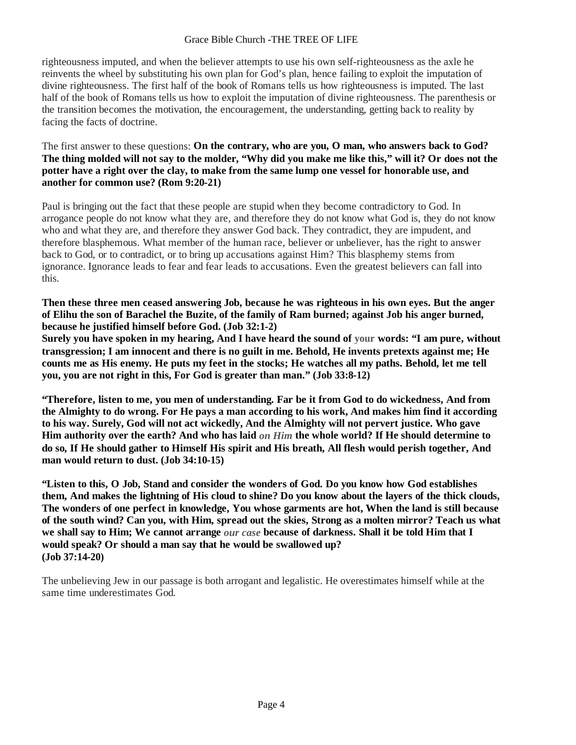righteousness imputed, and when the believer attempts to use his own self-righteousness as the axle he reinvents the wheel by substituting his own plan for God's plan, hence failing to exploit the imputation of divine righteousness. The first half of the book of Romans tells us how righteousness is imputed. The last half of the book of Romans tells us how to exploit the imputation of divine righteousness. The parenthesis or the transition becomes the motivation, the encouragement, the understanding, getting back to reality by facing the facts of doctrine.

The first answer to these questions: **On the contrary, who are you, O man, who answers back to God? The thing molded will not say to the molder, "Why did you make me like this," will it? Or does not the potter have a right over the clay, to make from the same lump one vessel for honorable use, and another for common use? (Rom 9:20-21)**

Paul is bringing out the fact that these people are stupid when they become contradictory to God. In arrogance people do not know what they are, and therefore they do not know what God is, they do not know who and what they are, and therefore they answer God back. They contradict, they are impudent, and therefore blasphemous. What member of the human race, believer or unbeliever, has the right to answer back to God, or to contradict, or to bring up accusations against Him? This blasphemy stems from ignorance. Ignorance leads to fear and fear leads to accusations. Even the greatest believers can fall into this.

**Then these three men ceased answering Job, because he was righteous in his own eyes. But the anger of Elihu the son of Barachel the Buzite, of the family of Ram burned; against Job his anger burned, because he justified himself before God. (Job 32:1-2)**
**Surely you have spoken in my hearing, And I have heard the sound of your words: "I am pure, without transgression; I am innocent and there is no guilt in me. Behold, He invents pretexts against me; He counts me as His enemy. He puts my feet in the stocks; He watches all my paths. Behold, let me tell you, you are not right in this, For God is greater than man." (Job 33:8-12)**

**"Therefore, listen to me, you men of understanding. Far be it from God to do wickedness, And from the Almighty to do wrong. For He pays a man according to his work, And makes him find it according to his way. Surely, God will not act wickedly, And the Almighty will not pervert justice. Who gave Him authority over the earth? And who has laid *on Him* the whole world? If He should determine to do so, If He should gather to Himself His spirit and His breath, All flesh would perish together, And man would return to dust. (Job 34:10-15)**

**"Listen to this, O Job, Stand and consider the wonders of God. Do you know how God establishes them, And makes the lightning of His cloud to shine? Do you know about the layers of the thick clouds, The wonders of one perfect in knowledge, You whose garments are hot, When the land is still because of the south wind? Can you, with Him, spread out the skies, Strong as a molten mirror? Teach us what we shall say to Him; We cannot arrange *our case* because of darkness. Shall it be told Him that I would speak? Or should a man say that he would be swallowed up? (Job 37:14-20)**

The unbelieving Jew in our passage is both arrogant and legalistic. He overestimates himself while at the same time underestimates God.